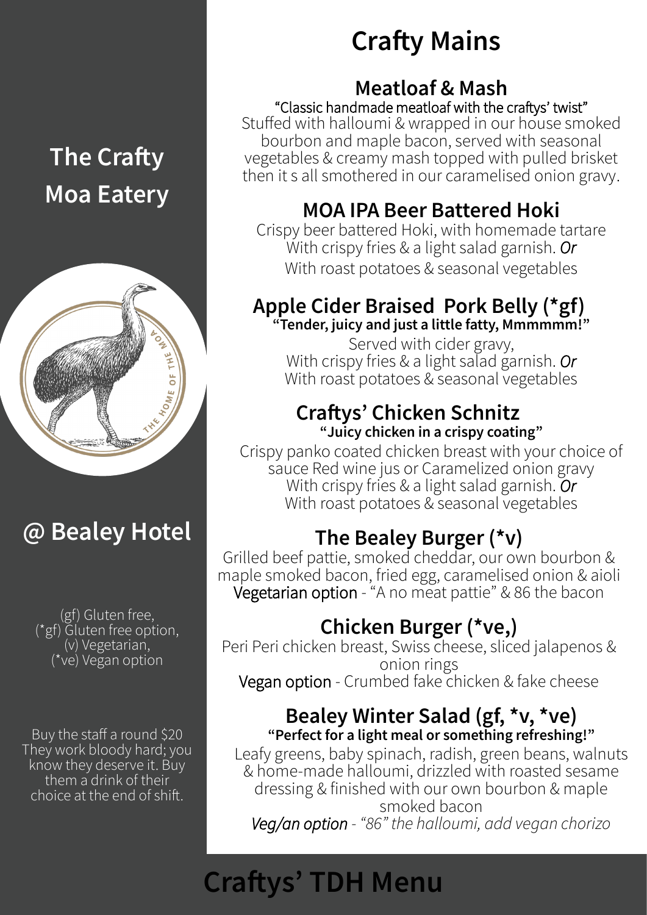# The Crafty Moa Eatery

## @ Bealey Hotel

(gf) Gluten free,
(*gf) Gluten free option,
(v) Vegetarian,
(*ve) Vegan option

Buy the staff a round $20
They work bloody hard; you know they deserve it. Buy them a drink of their choice at the end of shift.

# Crafty Mains

## Meatloaf & Mash

"Classic handmade meatloaf with the craftys' twist"

Stuffed with halloumi & wrapped in our house smoked bourbon and maple bacon, served with seasonal vegetables & creamy mash topped with pulled brisket then it s all smothered in our caramelised onion gravy.

## MOA IPA Beer Battered Hoki

Crispy beer battered Hoki, with homemade tartare
With crispy fries & a light salad garnish. *Or*
With roast potatoes & seasonal vegetables

## Apple Cider Braised Pork Belly (*gf)

**"Tender, juicy and just a little fatty, Mmmmmm!"**

Served with cider gravy,
With crispy fries & a light salad garnish. *Or*
With roast potatoes & seasonal vegetables

## Craftys' Chicken Schnitz

**"Juicy chicken in a crispy coating"**

Crispy panko coated chicken breast with your choice of sauce Red wine jus or Caramelized onion gravy
With crispy fries & a light salad garnish. *Or*
With roast potatoes & seasonal vegetables

## The Bealey Burger (*v)

Grilled beef pattie, smoked cheddar, our own bourbon & maple smoked bacon, fried egg, caramelised onion & aioli
Vegetarian option - "A no meat pattie" & 86 the bacon

## Chicken Burger (*ve,)

Peri Peri chicken breast, Swiss cheese, sliced jalapenos & onion rings
Vegan option - Crumbed fake chicken & fake cheese

## Bealey Winter Salad (gf, *v, *ve)

**"Perfect for a light meal or something refreshing!"**

Leafy greens, baby spinach, radish, green beans, walnuts & home-made halloumi, drizzled with roasted sesame dressing & finished with our own bourbon & maple smoked bacon

*Veg/an option - "86" the halloumi, add vegan chorizo*

# Craftys' TDH Menu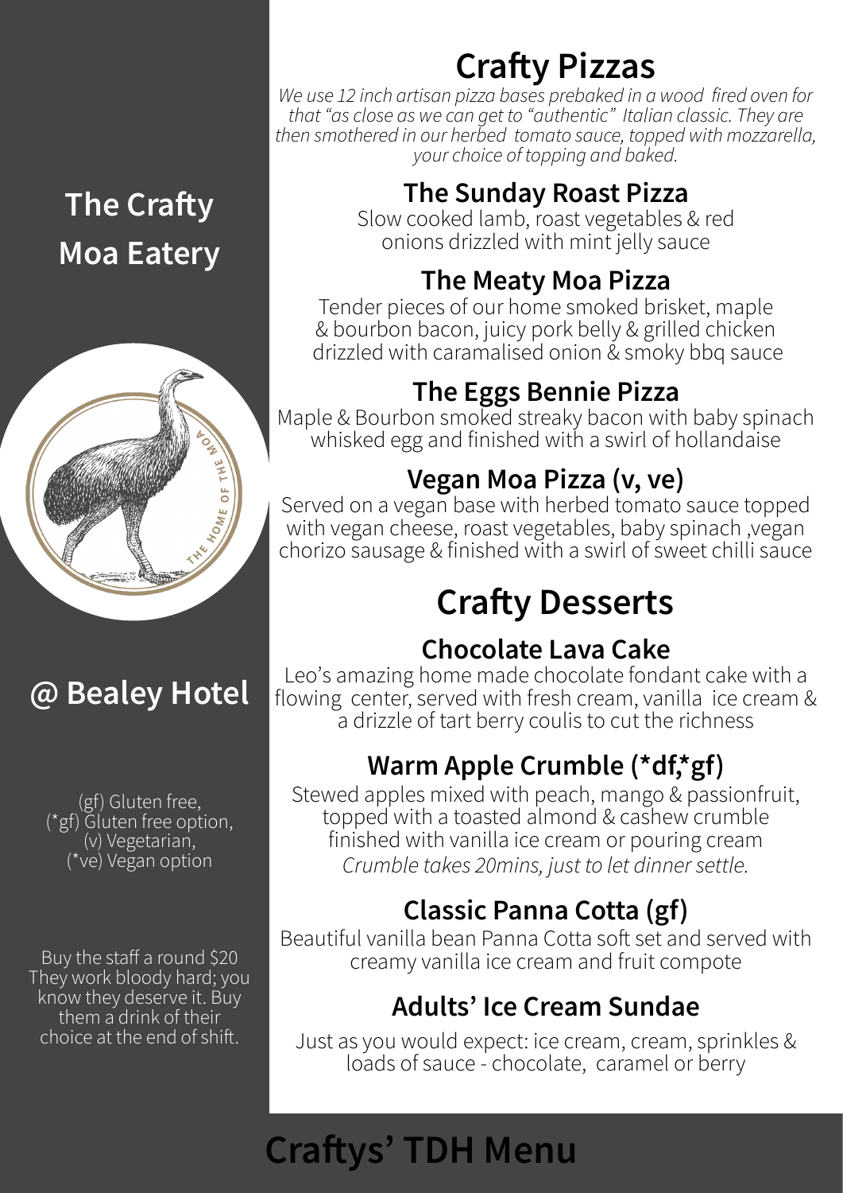# The Crafty Moa Eatery

## @ Bealey Hotel

(gf) Gluten free,
(*gf) Gluten free option,
(v) Vegetarian,
(*ve) Vegan option

Buy the staff a round $20
They work bloody hard; you know they deserve it. Buy them a drink of their choice at the end of shift.

# Crafty Pizzas

*We use 12 inch artisan pizza bases prebaked in a wood fired oven for that "as close as we can get to "authentic" Italian classic. They are then smothered in our herbed tomato sauce, topped with mozzarella, your choice of topping and baked.*

### The Sunday Roast Pizza

Slow cooked lamb, roast vegetables & red onions drizzled with mint jelly sauce

### The Meaty Moa Pizza

Tender pieces of our home smoked brisket, maple & bourbon bacon, juicy pork belly & grilled chicken drizzled with caramalised onion & smoky bbq sauce

### The Eggs Bennie Pizza

Maple & Bourbon smoked streaky bacon with baby spinach whisked egg and finished with a swirl of hollandaise

### Vegan Moa Pizza (v, ve)

Served on a vegan base with herbed tomato sauce topped with vegan cheese, roast vegetables, baby spinach ,vegan chorizo sausage & finished with a swirl of sweet chilli sauce

# Crafty Desserts

### Chocolate Lava Cake

Leo's amazing home made chocolate fondant cake with a flowing center, served with fresh cream, vanilla ice cream & a drizzle of tart berry coulis to cut the richness

### Warm Apple Crumble (*df,*gf)

Stewed apples mixed with peach, mango & passionfruit, topped with a toasted almond & cashew crumble finished with vanilla ice cream or pouring cream

*Crumble takes 20mins, just to let dinner settle.*

### Classic Panna Cotta (gf)

Beautiful vanilla bean Panna Cotta soft set and served with creamy vanilla ice cream and fruit compote

### Adults' Ice Cream Sundae

Just as you would expect: ice cream, cream, sprinkles & loads of sauce - chocolate, caramel or berry

# Craftys' TDH Menu